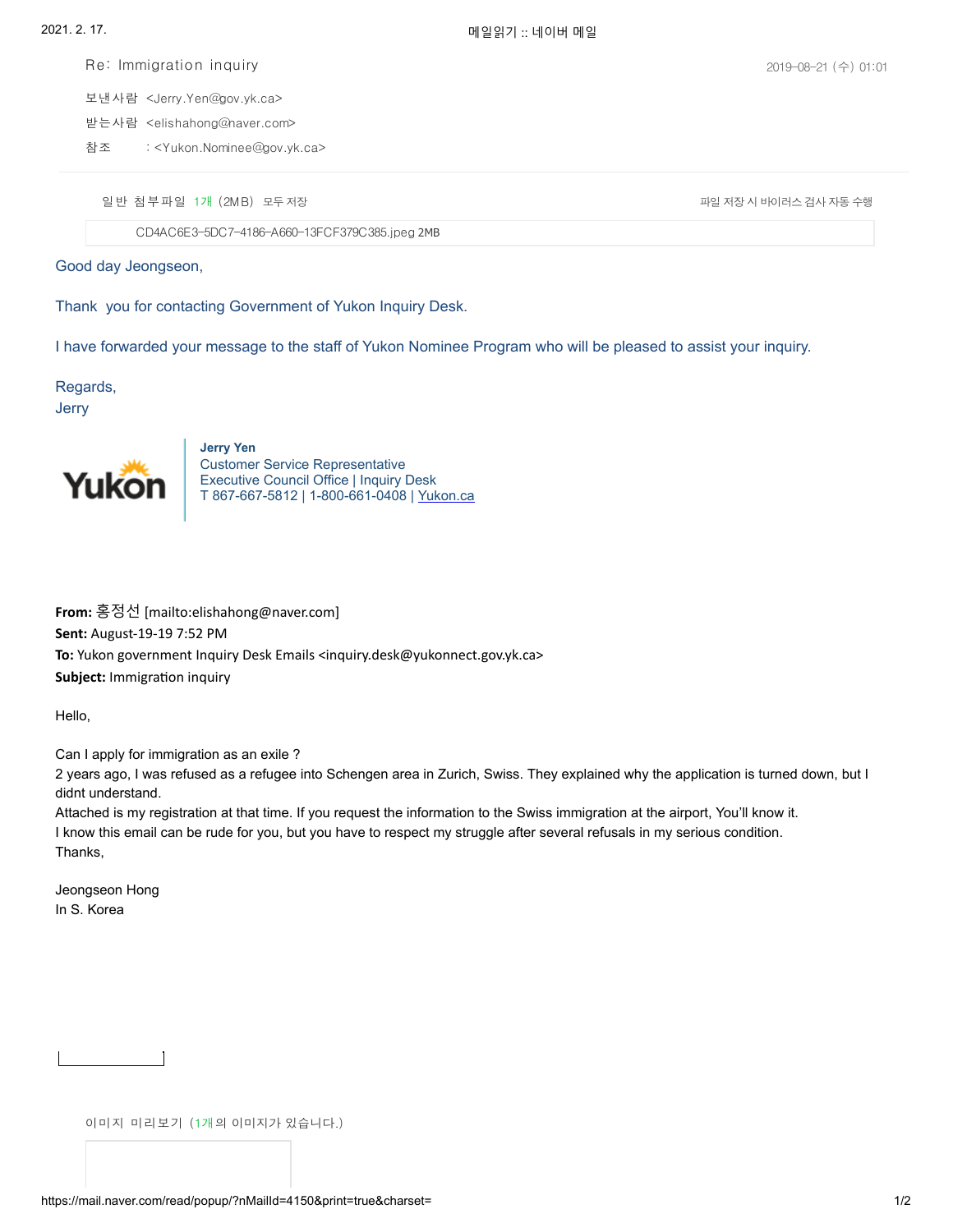Re: Immigration inquiry

2019-08-21 (수) 01:01

보낸사람 <Jerry.Yen@gov.yk.ca>

받는사람 <elishahong@naver.com>

참조 : <Yukon.Nominee@gov.yk.ca>

일반 첨부파일 1개 (2MB) 모두 저장

파일 저장 시 바이러스 검사 자동 수행

CD4AC6E3-5DC7-4186-A660-13FCF379C385.jpeg 2MB

Good day Jeongseon,

Thank you for contacting Government of Yukon Inquiry Desk.

I have forwarded your message to the staff of Yukon Nominee Program who will be pleased to assist your inquiry.

Regards,
Jerry

Yukon

**Jerry Yen**
Customer Service Representative
Executive Council Office | Inquiry Desk
T 867-667-5812 | 1-800-661-0408 | Yukon.ca

**From:** 홍정선 [mailto:elishahong@naver.com]
**Sent:** August-19-19 7:52 PM
**To:** Yukon government Inquiry Desk Emails <inquiry.desk@yukonnect.gov.yk.ca>
**Subject:** Immigration inquiry

Hello,

Can I apply for immigration as an exile ?
2 years ago, I was refused as a refugee into Schengen area in Zurich, Swiss. They explained why the application is turned down, but I didnt understand.
Attached is my registration at that time. If you request the information to the Swiss immigration at the airport, You'll know it.
I know this email can be rude for you, but you have to respect my struggle after several refusals in my serious condition.
Thanks,

Jeongseon Hong
In S. Korea

이미지 미리보기 (1개의 이미지가 있습니다.)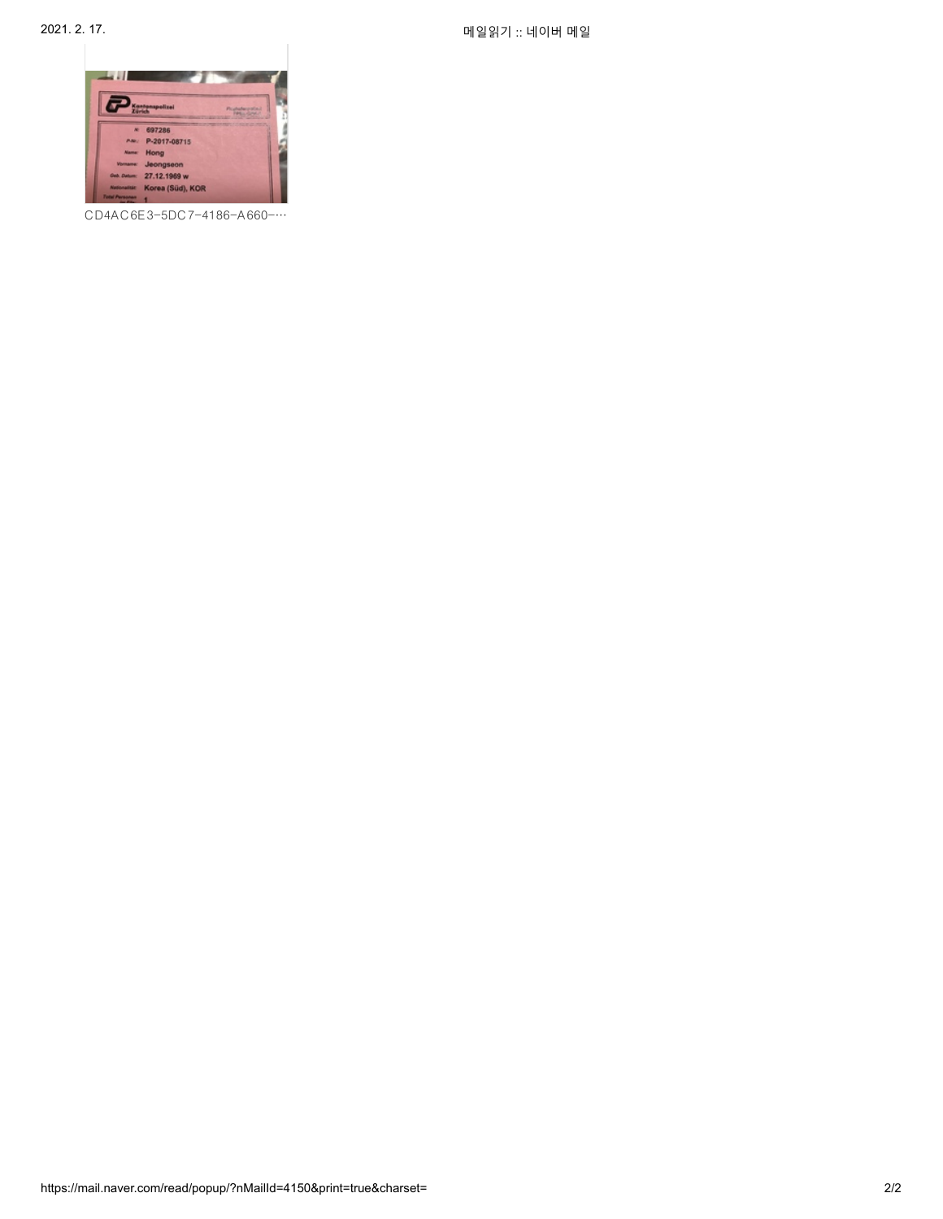Kantonspolizei Zürich

| | |
|---|---|
| Nr | 697286 |
| P-Nr.: | P-2017-08715 |
| Name: | Hong |
| Vorname: | Jeongseon |
| Geb. Datum: | 27.12.1969 w |
| Nationalität: | Korea (Süd), KOR |
| Total Personen im File: | 1 |

CD4AC6E3-5DC7-4186-A660-…